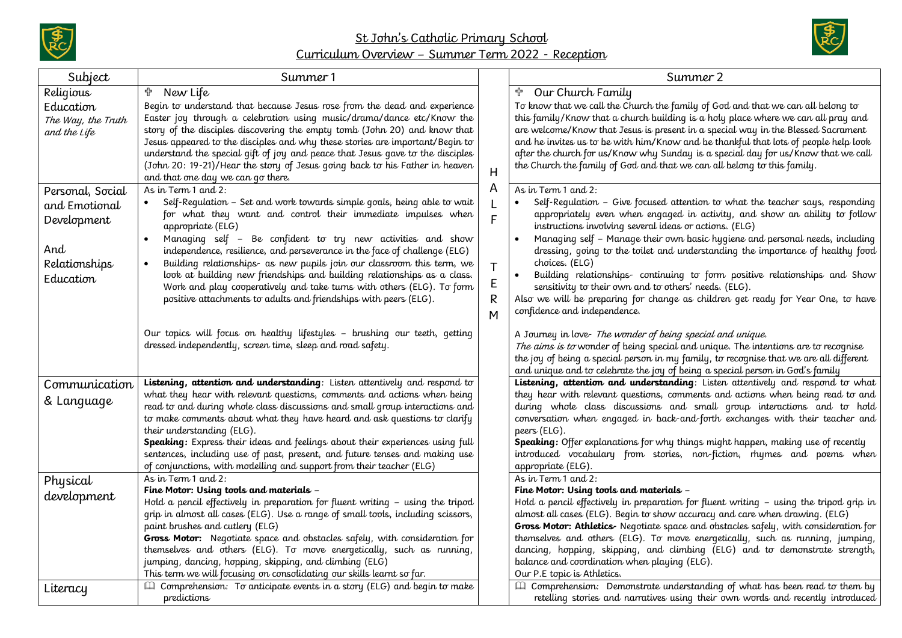# St John's Catholic Primary School

## Curriculum Overview – Summer Term 2022 - Reception

| Subject | Summer 1 | | Summer 2 |
|---|---|---|---|
| Religious Education *The Way, the Truth and the Life* | ✝ New Life<br>Begin to understand that because Jesus rose from the dead and experience Easter joy through a celebration using music/drama/dance etc/Know the story of the disciples discovering the empty tomb (John 20) and know that Jesus appeared to the disciples and why these stories are important/Begin to understand the special gift of joy and peace that Jesus gave to the disciples (John 20: 19-21)/Hear the story of Jesus going back to his Father in heaven and that one day we can go there. | H | ✝ Our Church Family<br>To know that we call the Church the family of God and that we can all belong to this family/Know that a church building is a holy place where we can all pray and are welcome/Know that Jesus is present in a special way in the Blessed Sacrament and he invites us to be with him/Know and be thankful that lots of people help look after the church for us/Know why Sunday is a special day for us/Know that we call the Church the family of God and that we can all belong to this family. |
| Personal, Social and Emotional Development And Relationships Education | As in Term 1 and 2:<br>• Self-Regulation – Set and work towards simple goals, being able to wait for what they want and control their immediate impulses when appropriate (ELG)<br>• Managing self – Be confident to try new activities and show independence, resilience, and perseverance in the face of challenge (ELG)<br>• Building relationships- as new pupils join our classroom this term, we look at building new friendships and building relationships as a class. Work and play cooperatively and take turns with others (ELG). To form positive attachments to adults and friendships with peers (ELG).<br><br>Our topics will focus on healthy lifestyles – brushing our teeth, getting dressed independently, screen time, sleep and road safety. | A L F<br><br>T E R M | As in Term 1 and 2:<br>• Self-Regulation – Give focused attention to what the teacher says, responding appropriately even when engaged in activity, and show an ability to follow instructions involving several ideas or actions. (ELG)<br>• Managing self – Manage their own basic hygiene and personal needs, including dressing, going to the toilet and understanding the importance of healthy food choices. (ELG)<br>• Building relationships- continuing to form positive relationships and Show sensitivity to their own and to others' needs. (ELG).<br>Also we will be preparing for change as children get ready for Year One, to have confidence and independence.<br><br>A Journey in love- *The wonder of being special and unique.*<br>*The aims is to* wonder of being special and unique. The intentions are to recognise the joy of being a special person in my family, to recognise that we are all different and unique and to celebrate the joy of being a special person in God's family |
| Communication & Language | **Listening, attention and understanding**: Listen attentively and respond to what they hear with relevant questions, comments and actions when being read to and during whole class discussions and small group interactions and to make comments about what they have heard and ask questions to clarify their understanding (ELG).<br>**Speaking:** Express their ideas and feelings about their experiences using full sentences, including use of past, present, and future tenses and making use of conjunctions, with modelling and support from their teacher (ELG) | | **Listening, attention and understanding**: Listen attentively and respond to what they hear with relevant questions, comments and actions when being read to and during whole class discussions and small group interactions and to hold conversation when engaged in back-and-forth exchanges with their teacher and peers (ELG).<br>**Speaking:** Offer explanations for why things might happen, making use of recently introduced vocabulary from stories, non-fiction, rhymes and poems when appropriate (ELG). |
| Physical development | As in Term 1 and 2:<br>***Fine Motor: Using tools and materials*** –<br>Hold a pencil effectively in preparation for fluent writing – using the tripod grip in almost all cases (ELG). Use a range of small tools, including scissors, paint brushes and cutlery (ELG)<br>**Gross Motor:** Negotiate space and obstacles safely, with consideration for themselves and others (ELG). To move energetically, such as running, jumping, dancing, hopping, skipping, and climbing (ELG)<br>This term we will focusing on consolidating our skills learnt so far. | | As in Term 1 and 2:<br>***Fine Motor: Using tools and materials*** –<br>Hold a pencil effectively in preparation for fluent writing – using the tripod grip in almost all cases (ELG). Begin to show accuracy and care when drawing. (ELG)<br>**Gross Motor: Athletics-** Negotiate space and obstacles safely, with consideration for themselves and others (ELG). To move energetically, such as running, jumping, dancing, hopping, skipping, and climbing (ELG) and to demonstrate strength, balance and coordination when playing (ELG).<br>Our P.E topic is Athletics. |
| Literacy | 📖 Comprehension: To anticipate events in a story (ELG) and begin to make predictions | | 📖 Comprehension: Demonstrate understanding of what has been read to them by retelling stories and narratives using their own words and recently introduced |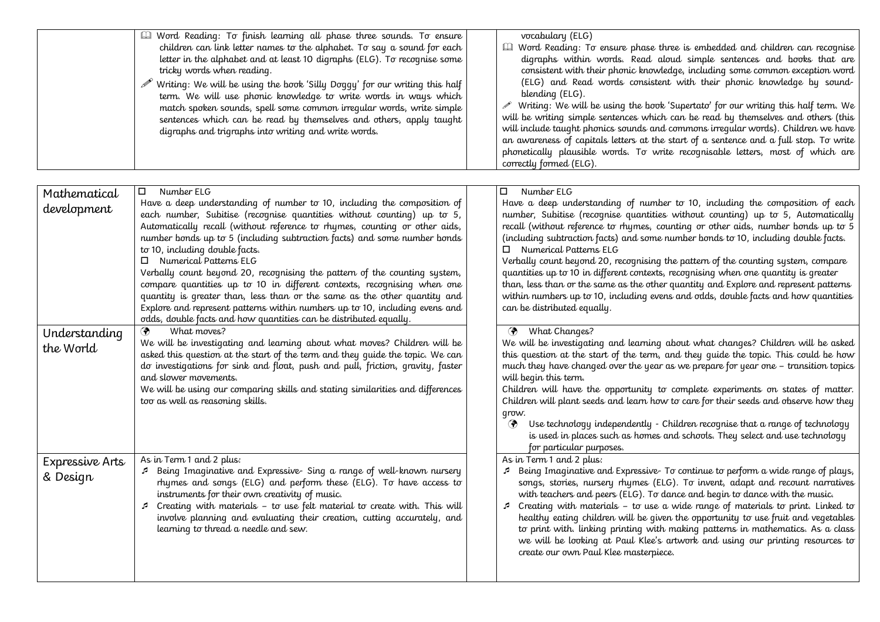| | | | |
|---|---|---|---|
| | 📖 Word Reading: To finish learning all phase three sounds. To ensure children can link letter names to the alphabet. To say a sound for each letter in the alphabet and at least 10 digraphs (ELG). To recognise some tricky words when reading.<br>✏ Writing: We will be using the book 'Silly Doggy' for our writing this half term. We will use phonic knowledge to write words in ways which match spoken sounds, spell some common irregular words, write simple sentences which can be read by themselves and others, apply taught digraphs and trigraphs into writing and write words. | | vocabulary (ELG)<br>📖 Word Reading: To ensure phase three is embedded and children can recognise digraphs within words. Read aloud simple sentences and books that are consistent with their phonic knowledge, including some common exception word (ELG) and Read words consistent with their phonic knowledge by sound-blending (ELG).<br>✏ Writing: We will be using the book 'Supertato' for our writing this half term. We will be writing simple sentences which can be read by themselves and others (this will include taught phonics sounds and commons irregular words). Children we have an awareness of capitals letters at the start of a sentence and a full stop. To write phonetically plausible words. To write recognisable letters, most of which are correctly formed (ELG). |

| | | | |
|---|---|---|---|
| Mathematical development | ☐ Number ELG<br>Have a deep understanding of number to 10, including the composition of each number, Subitise (recognise quantities without counting) up to 5, Automatically recall (without reference to rhymes, counting or other aids, number bonds up to 5 (including subtraction facts) and some number bonds to 10, including double facts.<br>☐ Numerical Patterns ELG<br>Verbally count beyond 20, recognising the pattern of the counting system, compare quantities up to 10 in different contexts, recognising when one quantity is greater than, less than or the same as the other quantity and Explore and represent patterns within numbers up to 10, including evens and odds, double facts and how quantities can be distributed equally. | | ☐ Number ELG<br>Have a deep understanding of number to 10, including the composition of each number, Subitise (recognise quantities without counting) up to 5, Automatically recall (without reference to rhymes, counting or other aids, number bonds up to 5 (including subtraction facts) and some number bonds to 10, including double facts.<br>☐ Numerical Patterns ELG<br>Verbally count beyond 20, recognising the pattern of the counting system, compare quantities up to 10 in different contexts, recognising when one quantity is greater than, less than or the same as the other quantity and Explore and represent patterns within numbers up to 10, including evens and odds, double facts and how quantities can be distributed equally. |
| Understanding the World | 🌍 What moves?<br>We will be investigating and learning about what moves? Children will be asked this question at the start of the term and they guide the topic. We can do investigations for sink and float, push and pull, friction, gravity, faster and slower movements.<br>We will be using our comparing skills and stating similarities and differences too as well as reasoning skills. | | 🌍 What Changes?<br>We will be investigating and learning about what changes? Children will be asked this question at the start of the term, and they guide the topic. This could be how much they have changed over the year as we prepare for year one – transition topics will begin this term.<br>Children will have the opportunity to complete experiments on states of matter. Children will plant seeds and learn how to care for their seeds and observe how they grow.<br>🌍 Use technology independently - Children recognise that a range of technology is used in places such as homes and schools. They select and use technology for particular purposes. |
| Expressive Arts & Design | As in Term 1 and 2 plus:<br>♬ Being Imaginative and Expressive- Sing a range of well-known nursery rhymes and songs (ELG) and perform these (ELG). To have access to instruments for their own creativity of music.<br>♬ Creating with materials – to use felt material to create with. This will involve planning and evaluating their creation, cutting accurately, and learning to thread a needle and sew. | | As in Term 1 and 2 plus:<br>♬ Being Imaginative and Expressive- To continue to perform a wide range of plays, songs, stories, nursery rhymes (ELG). To invent, adapt and recount narratives with teachers and peers (ELG). To dance and begin to dance with the music.<br>♬ Creating with materials – to use a wide range of materials to print. Linked to healthy eating children will be given the opportunity to use fruit and vegetables to print with. linking printing with making patterns in mathematics. As a class we will be looking at Paul Klee's artwork and using our printing resources to create our own Paul Klee masterpiece. |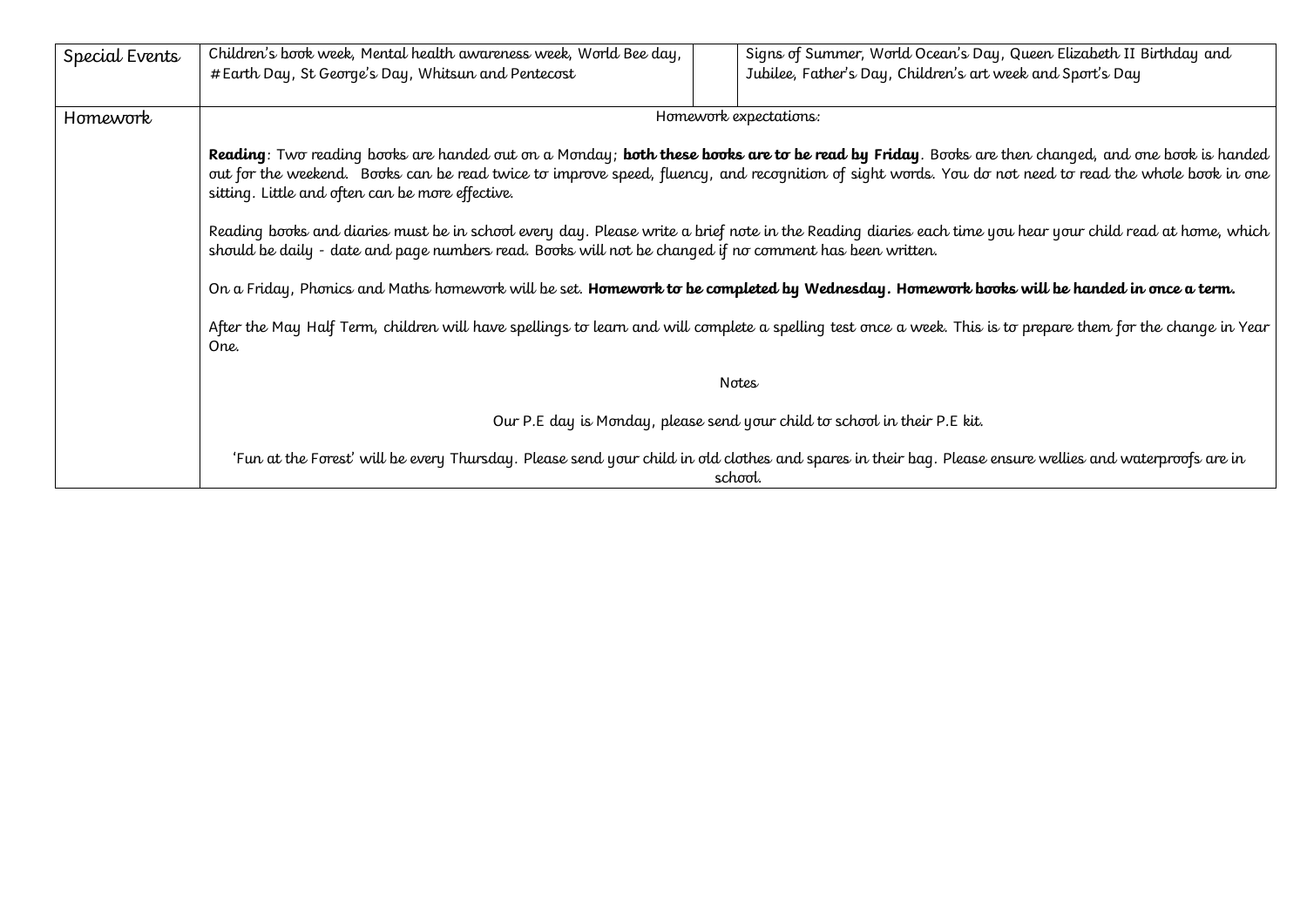| | | | |
|---|---|---|---|
| Special Events | Children's book week, Mental health awareness week, World Bee day, #Earth Day, St George's Day, Whitsun and Pentecost | | Signs of Summer, World Ocean's Day, Queen Elizabeth II Birthday and Jubilee, Father's Day, Children's art week and Sport's Day |
| Homework | Homework expectations:<br><br>**Reading**: Two reading books are handed out on a Monday; **both these books are to be read by Friday**. Books are then changed, and one book is handed out for the weekend. Books can be read twice to improve speed, fluency, and recognition of sight words. You do not need to read the whole book in one sitting. Little and often can be more effective.<br><br>Reading books and diaries must be in school every day. Please write a brief note in the Reading diaries each time you hear your child read at home, which should be daily - date and page numbers read. Books will not be changed if no comment has been written.<br><br>On a Friday, Phonics and Maths homework will be set. **Homework to be completed by Wednesday. Homework books will be handed in once a term.**<br><br>After the May Half Term, children will have spellings to learn and will complete a spelling test once a week. This is to prepare them for the change in Year One.<br><br>Notes<br><br>Our P.E day is Monday, please send your child to school in their P.E kit.<br><br>'Fun at the Forest' will be every Thursday. Please send your child in old clothes and spares in their bag. Please ensure wellies and waterproofs are in school. | | |